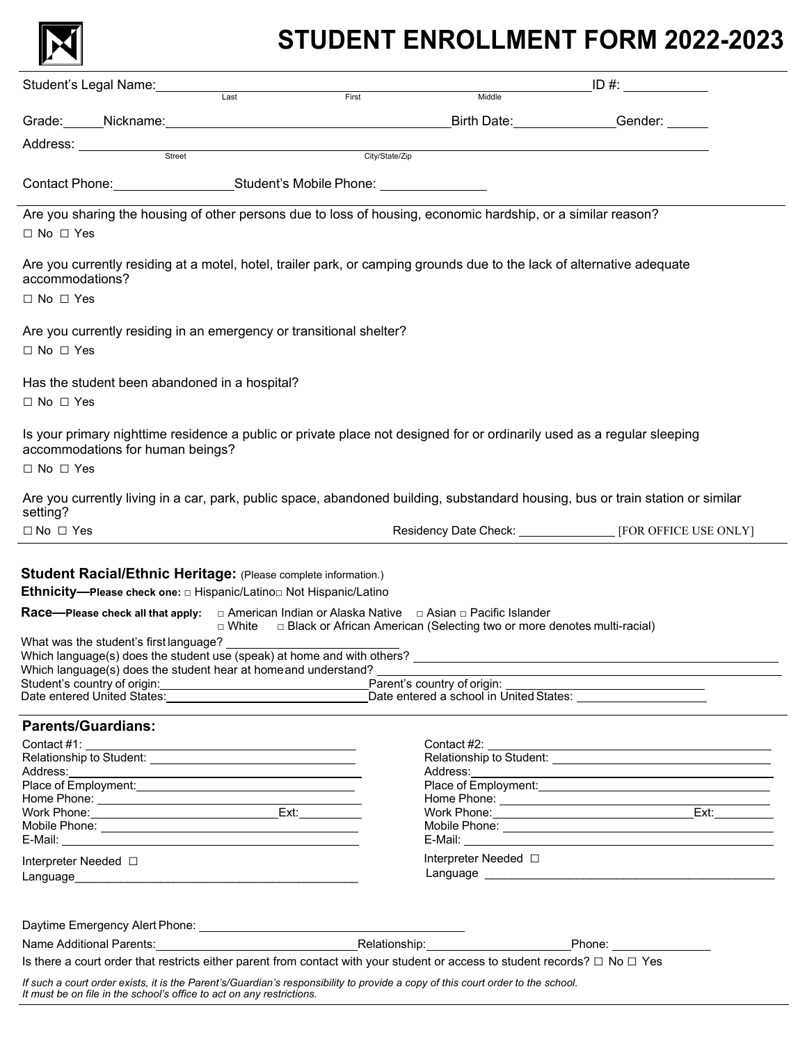# STUDENT ENROLLMENT FORM 2022-2023

Student's Legal Name: ______________ ______________ ______________ ID #: __________
Last First Middle

Grade: _____ Nickname: ______________________ Birth Date: ____________ Gender: _____

Address: ______________________ ______________________
Street City/State/Zip

Contact Phone: ______________ Student's Mobile Phone: ______________

Are you sharing the housing of other persons due to loss of housing, economic hardship, or a similar reason?

☐ No ☐ Yes

Are you currently residing at a motel, hotel, trailer park, or camping grounds due to the lack of alternative adequate accommodations?

☐ No ☐ Yes

Are you currently residing in an emergency or transitional shelter?

☐ No ☐ Yes

Has the student been abandoned in a hospital?

☐ No ☐ Yes

Is your primary nighttime residence a public or private place not designed for or ordinarily used as a regular sleeping accommodations for human beings?

☐ No ☐ Yes

Are you currently living in a car, park, public space, abandoned building, substandard housing, bus or train station or similar setting?

☐ No ☐ Yes Residency Date Check: ____________ [FOR OFFICE USE ONLY]

## Student Racial/Ethnic Heritage: (Please complete information.)

**Ethnicity—Please check one:** □ Hispanic/Latino □ Not Hispanic/Latino

**Race—Please check all that apply:** □ American Indian or Alaska Native □ Asian □ Pacific Islander □ White □ Black or African American (Selecting two or more denotes multi-racial)

What was the student's first language? ______________

Which language(s) does the student use (speak) at home and with others? ______________

Which language(s) does the student hear at home and understand? ______________

Student's country of origin: ______________ Parent's country of origin: ______________

Date entered United States: ______________ Date entered a school in United States: ______________

## Parents/Guardians:

Contact #1: ______________
Relationship to Student: ______________
Address: ______________
Place of Employment: ______________
Home Phone: ______________
Work Phone: ______________ Ext: ________
Mobile Phone: ______________
E-Mail: ______________

Interpreter Needed ☐
Language ______________

Contact #2: ______________
Relationship to Student: ______________
Address: ______________
Place of Employment: ______________
Home Phone: ______________
Work Phone: ______________ Ext: ________
Mobile Phone: ______________
E-Mail: ______________

Interpreter Needed ☐
Language ______________

Daytime Emergency Alert Phone: ______________

Name Additional Parents: ______________ Relationship: ______________ Phone: ______________

Is there a court order that restricts either parent from contact with your student or access to student records? ☐ No ☐ Yes

*If such a court order exists, it is the Parent's/Guardian's responsibility to provide a copy of this court order to the school. It must be on file in the school's office to act on any restrictions.*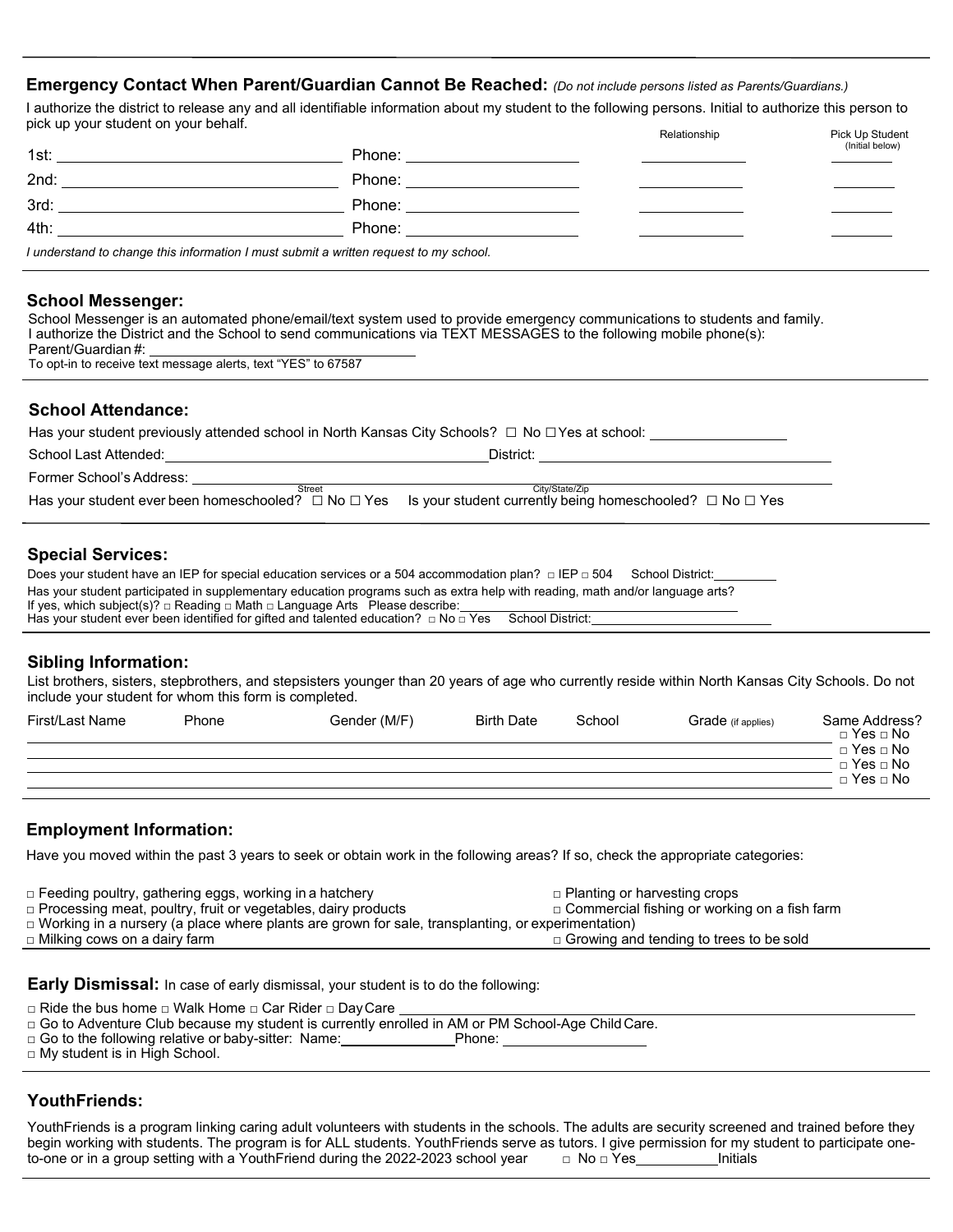## Emergency Contact When Parent/Guardian Cannot Be Reached: *(Do not include persons listed as Parents/Guardians.)*

I authorize the district to release any and all identifiable information about my student to the following persons. Initial to authorize this person to pick up your student on your behalf.

| | Name | Phone | Relationship | Pick Up Student (Initial below) |
|---|---|---|---|---|
| 1st: | | Phone: | | |
| 2nd: | | Phone: | | |
| 3rd: | | Phone: | | |
| 4th: | | Phone: | | |

*I understand to change this information I must submit a written request to my school.*

## School Messenger:

School Messenger is an automated phone/email/text system used to provide emergency communications to students and family.
I authorize the District and the School to send communications via TEXT MESSAGES to the following mobile phone(s):
Parent/Guardian #: ______________________
To opt-in to receive text message alerts, text "YES" to 67587

## School Attendance:

Has your student previously attended school in North Kansas City Schools? ☐ No ☐ Yes at school: ______________

School Last Attended: ______________________ District: ______________________

Former School's Address: ______________________ (Street) ______________________ (City/State/Zip)

Has your student ever been homeschooled? ☐ No ☐ Yes  Is your student currently being homeschooled? ☐ No ☐ Yes

## Special Services:

Does your student have an IEP for special education services or a 504 accommodation plan? ☐ IEP ☐ 504  School District: ________

Has your student participated in supplementary education programs such as extra help with reading, math and/or language arts?
If yes, which subject(s)? ☐ Reading ☐ Math ☐ Language Arts  Please describe: ______________________
Has your student ever been identified for gifted and talented education? ☐ No ☐ Yes  School District: ______________________

## Sibling Information:

List brothers, sisters, stepbrothers, and stepsisters younger than 20 years of age who currently reside within North Kansas City Schools. Do not include your student for whom this form is completed.

| First/Last Name | Phone | Gender (M/F) | Birth Date | School | Grade (if applies) | Same Address? |
|---|---|---|---|---|---|---|
| | | | | | | ☐ Yes ☐ No |
| | | | | | | ☐ Yes ☐ No |
| | | | | | | ☐ Yes ☐ No |
| | | | | | | ☐ Yes ☐ No |

## Employment Information:

Have you moved within the past 3 years to seek or obtain work in the following areas? If so, check the appropriate categories:

- ☐ Feeding poultry, gathering eggs, working in a hatchery
- ☐ Planting or harvesting crops
- ☐ Processing meat, poultry, fruit or vegetables, dairy products
- ☐ Commercial fishing or working on a fish farm
- ☐ Working in a nursery (a place where plants are grown for sale, transplanting, or experimentation)
- ☐ Milking cows on a dairy farm
- ☐ Growing and tending to trees to be sold

## Early Dismissal:

In case of early dismissal, your student is to do the following:

☐ Ride the bus home ☐ Walk Home ☐ Car Rider ☐ Day Care ______________________
☐ Go to Adventure Club because my student is currently enrolled in AM or PM School-Age Child Care.
☐ Go to the following relative or baby-sitter: Name: ______________ Phone: ______________
☐ My student is in High School.

## YouthFriends:

YouthFriends is a program linking caring adult volunteers with students in the schools. The adults are security screened and trained before they begin working with students. The program is for ALL students. YouthFriends serve as tutors. I give permission for my student to participate one-to-one or in a group setting with a YouthFriend during the 2022-2023 school year ☐ No ☐ Yes __________ Initials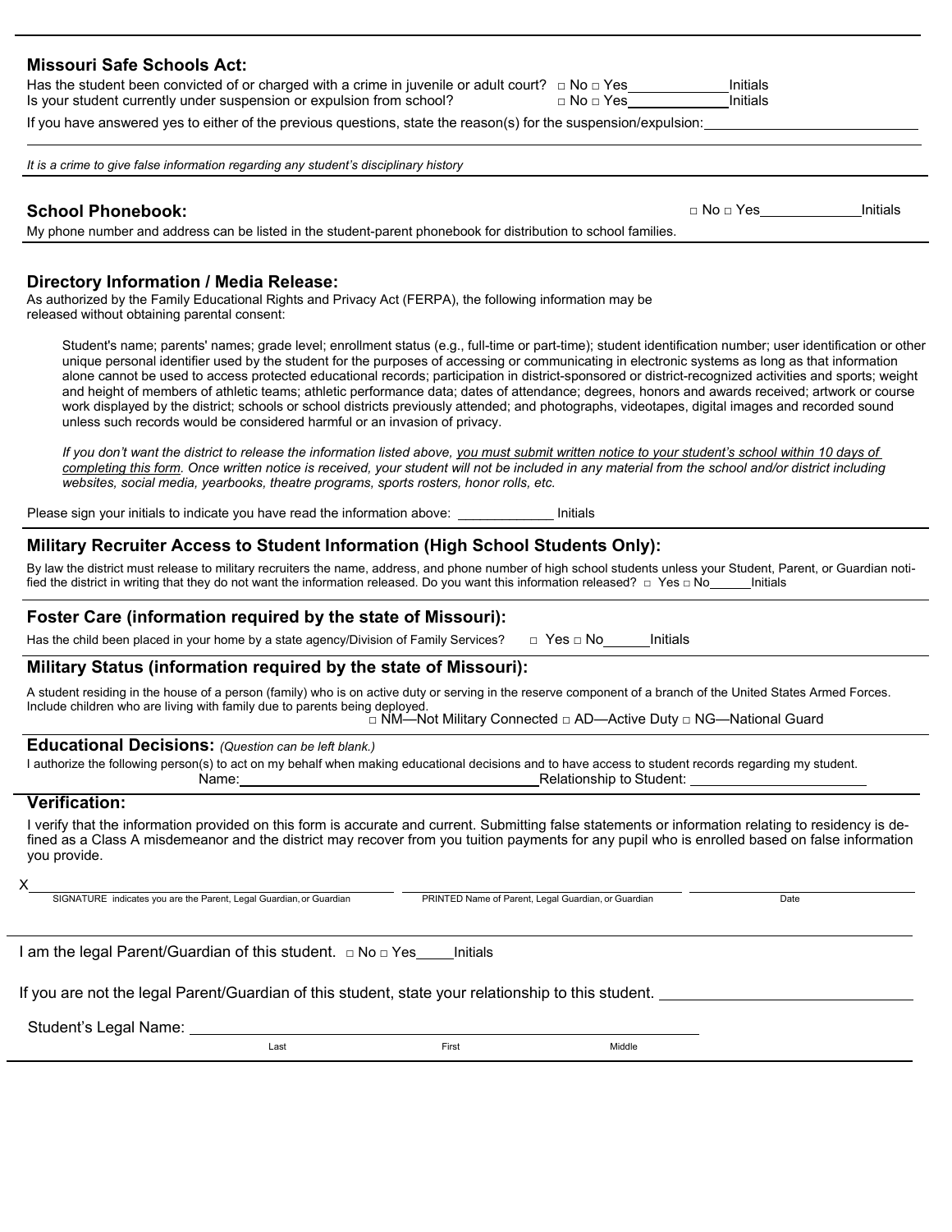### Missouri Safe Schools Act:

Has the student been convicted of or charged with a crime in juvenile or adult court? □ No □ Yes____________Initials

Is your student currently under suspension or expulsion from school? □ No □ Yes____________Initials

If you have answered yes to either of the previous questions, state the reason(s) for the suspension/expulsion:____________________

*It is a crime to give false information regarding any student's disciplinary history*

### School Phonebook:

□ No □ Yes____________Initials

My phone number and address can be listed in the student-parent phonebook for distribution to school families.

### Directory Information / Media Release:

As authorized by the Family Educational Rights and Privacy Act (FERPA), the following information may be released without obtaining parental consent:

> Student's name; parents' names; grade level; enrollment status (e.g., full-time or part-time); student identification number; user identification or other unique personal identifier used by the student for the purposes of accessing or communicating in electronic systems as long as that information alone cannot be used to access protected educational records; participation in district-sponsored or district-recognized activities and sports; weight and height of members of athletic teams; athletic performance data; dates of attendance; degrees, honors and awards received; artwork or course work displayed by the district; schools or school districts previously attended; and photographs, videotapes, digital images and recorded sound unless such records would be considered harmful or an invasion of privacy.
>
> *If you don't want the district to release the information listed above, <u>you must submit written notice to your student's school within 10 days of completing this form</u>. Once written notice is received, your student will not be included in any material from the school and/or district including websites, social media, yearbooks, theatre programs, sports rosters, honor rolls, etc.*

Please sign your initials to indicate you have read the information above: ____________ Initials

### Military Recruiter Access to Student Information (High School Students Only):

By law the district must release to military recruiters the name, address, and phone number of high school students unless your Student, Parent, or Guardian notified the district in writing that they do not want the information released. Do you want this information released? □ Yes □ No______Initials

### Foster Care (information required by the state of Missouri):

Has the child been placed in your home by a state agency/Division of Family Services? □ Yes □ No______Initials

### Military Status (information required by the state of Missouri):

A student residing in the house of a person (family) who is on active duty or serving in the reserve component of a branch of the United States Armed Forces. Include children who are living with family due to parents being deployed.

□ NM—Not Military Connected □ AD—Active Duty □ NG—National Guard

### Educational Decisions: *(Question can be left blank.)*

I authorize the following person(s) to act on my behalf when making educational decisions and to have access to student records regarding my student.

Name:______________________________ Relationship to Student: ____________________

### Verification:

I verify that the information provided on this form is accurate and current. Submitting false statements or information relating to residency is defined as a Class A misdemeanor and the district may recover from you tuition payments for any pupil who is enrolled based on false information you provide.

X______________________________ ______________________________ ____________________

SIGNATURE indicates you are the Parent, Legal Guardian, or Guardian | PRINTED Name of Parent, Legal Guardian, or Guardian | Date

I am the legal Parent/Guardian of this student. □ No □ Yes_____Initials

If you are not the legal Parent/Guardian of this student, state your relationship to this student. ____________________

Student's Legal Name: ______________________________________________

Last | First | Middle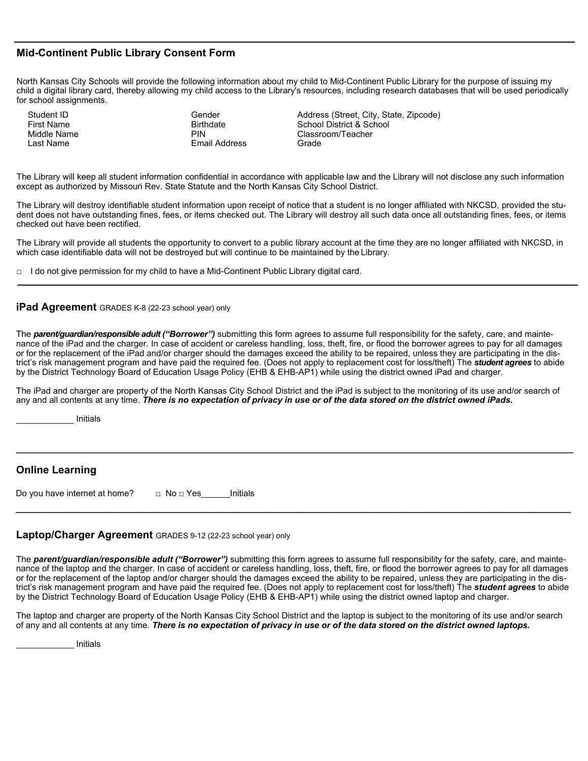## Mid-Continent Public Library Consent Form

North Kansas City Schools will provide the following information about my child to Mid-Continent Public Library for the purpose of issuing my child a digital library card, thereby allowing my child access to the Library's resources, including research databases that will be used periodically for school assignments.

| | | |
|---|---|---|
| Student ID | Gender | Address (Street, City, State, Zipcode) |
| First Name | Birthdate | School District & School |
| Middle Name | PIN | Classroom/Teacher |
| Last Name | Email Address | Grade |

The Library will keep all student information confidential in accordance with applicable law and the Library will not disclose any such information except as authorized by Missouri Rev. State Statute and the North Kansas City School District.

The Library will destroy identifiable student information upon receipt of notice that a student is no longer affiliated with NKCSD, provided the student does not have outstanding fines, fees, or items checked out. The Library will destroy all such data once all outstanding fines, fees, or items checked out have been rectified.

The Library will provide all students the opportunity to convert to a public library account at the time they are no longer affiliated with NKCSD, in which case identifiable data will not be destroyed but will continue to be maintained by the Library.

□ I do not give permission for my child to have a Mid-Continent Public Library digital card.

---

## iPad Agreement GRADES K-8 (22-23 school year) only

The ***parent/guardian/responsible adult ("Borrower")*** submitting this form agrees to assume full responsibility for the safety, care, and maintenance of the iPad and the charger. In case of accident or careless handling, loss, theft, fire, or flood the borrower agrees to pay for all damages or for the replacement of the iPad and/or charger should the damages exceed the ability to be repaired, unless they are participating in the district's risk management program and have paid the required fee. (Does not apply to replacement cost for loss/theft) The ***student agrees*** to abide by the District Technology Board of Education Usage Policy (EHB & EHB-AP1) while using the district owned iPad and charger.

The iPad and charger are property of the North Kansas City School District and the iPad is subject to the monitoring of its use and/or search of any and all contents at any time. ***There is no expectation of privacy in use or of the data stored on the district owned iPads.***

____________ Initials

---

## Online Learning

Do you have internet at home? □ No □ Yes______Initials

---

## Laptop/Charger Agreement GRADES 9-12 (22-23 school year) only

The ***parent/guardian/responsible adult ("Borrower")*** submitting this form agrees to assume full responsibility for the safety, care, and maintenance of the laptop and the charger. In case of accident or careless handling, loss, theft, fire, or flood the borrower agrees to pay for all damages or for the replacement of the laptop and/or charger should the damages exceed the ability to be repaired, unless they are participating in the district's risk management program and have paid the required fee. (Does not apply to replacement cost for loss/theft) The ***student agrees*** to abide by the District Technology Board of Education Usage Policy (EHB & EHB-AP1) while using the district owned laptop and charger.

The laptop and charger are property of the North Kansas City School District and the laptop is subject to the monitoring of its use and/or search of any and all contents at any time. ***There is no expectation of privacy in use or of the data stored on the district owned laptops.***

____________ Initials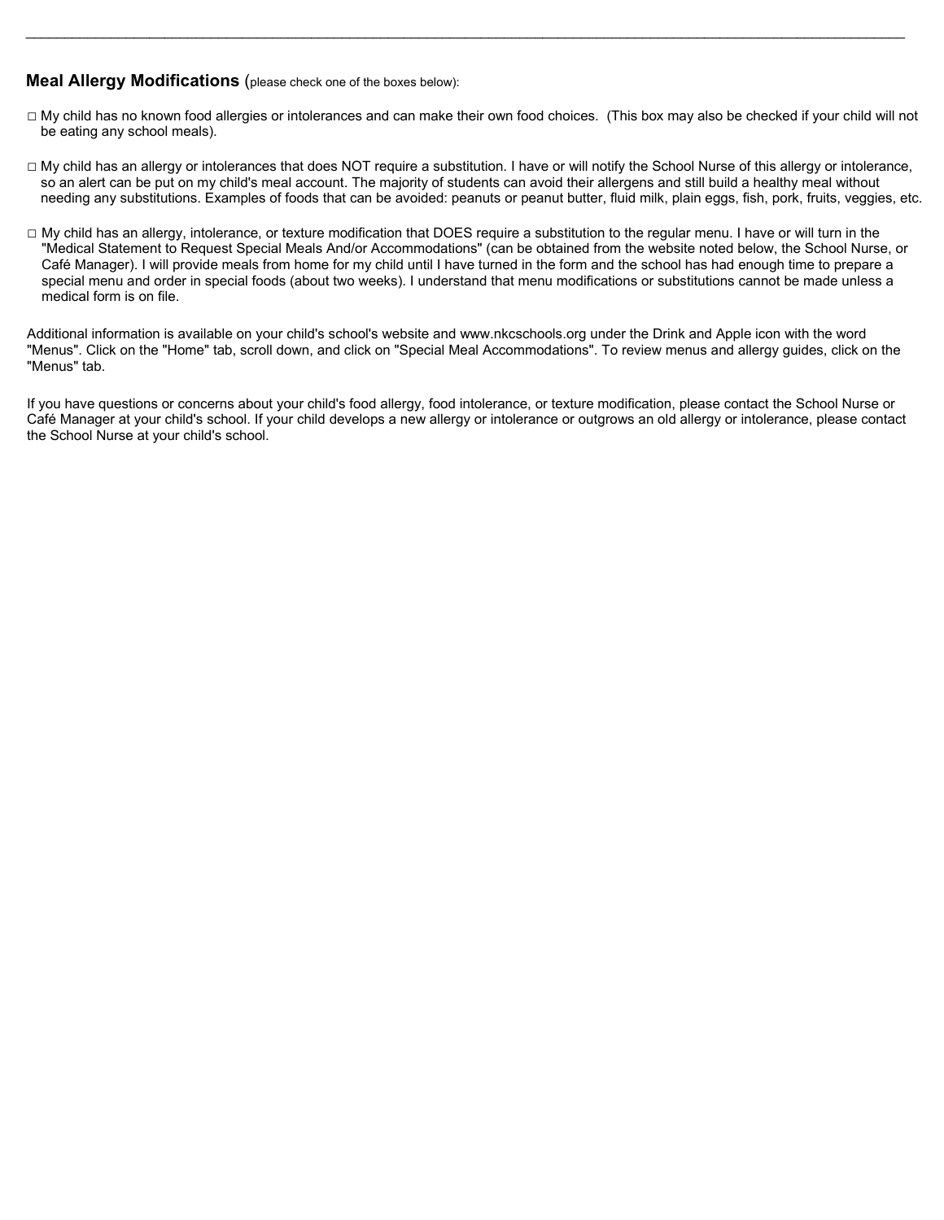## Meal Allergy Modifications (please check one of the boxes below):

□ My child has no known food allergies or intolerances and can make their own food choices. (This box may also be checked if your child will not be eating any school meals).

□ My child has an allergy or intolerances that does NOT require a substitution. I have or will notify the School Nurse of this allergy or intolerance, so an alert can be put on my child's meal account. The majority of students can avoid their allergens and still build a healthy meal without needing any substitutions. Examples of foods that can be avoided: peanuts or peanut butter, fluid milk, plain eggs, fish, pork, fruits, veggies, etc.

□ My child has an allergy, intolerance, or texture modification that DOES require a substitution to the regular menu. I have or will turn in the "Medical Statement to Request Special Meals And/or Accommodations" (can be obtained from the website noted below, the School Nurse, or Café Manager). I will provide meals from home for my child until I have turned in the form and the school has had enough time to prepare a special menu and order in special foods (about two weeks). I understand that menu modifications or substitutions cannot be made unless a medical form is on file.

Additional information is available on your child's school's website and www.nkcschools.org under the Drink and Apple icon with the word "Menus". Click on the "Home" tab, scroll down, and click on "Special Meal Accommodations". To review menus and allergy guides, click on the "Menus" tab.

If you have questions or concerns about your child's food allergy, food intolerance, or texture modification, please contact the School Nurse or Café Manager at your child's school. If your child develops a new allergy or intolerance or outgrows an old allergy or intolerance, please contact the School Nurse at your child's school.